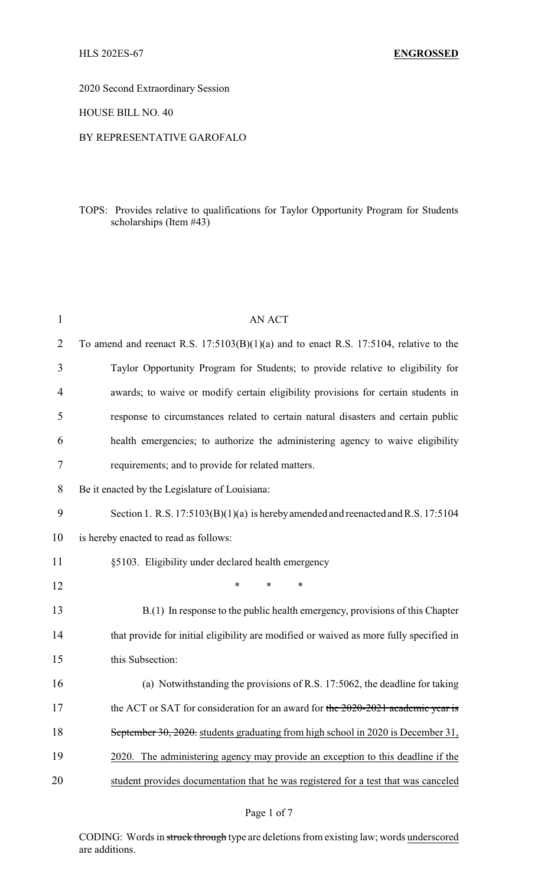HLS 202ES-67 **ENGROSSED**

2020 Second Extraordinary Session

HOUSE BILL NO. 40

BY REPRESENTATIVE GAROFALO

TOPS: Provides relative to qualifications for Taylor Opportunity Program for Students scholarships (Item #43)

AN ACT

To amend and reenact R.S. 17:5103(B)(1)(a) and to enact R.S. 17:5104, relative to the Taylor Opportunity Program for Students; to provide relative to eligibility for awards; to waive or modify certain eligibility provisions for certain students in response to circumstances related to certain natural disasters and certain public health emergencies; to authorize the administering agency to waive eligibility requirements; and to provide for related matters.

Be it enacted by the Legislature of Louisiana:

Section 1. R.S. 17:5103(B)(1)(a) is hereby amended and reenacted and R.S. 17:5104 is hereby enacted to read as follows:

§5103. Eligibility under declared health emergency

\* \* \*

B.(1) In response to the public health emergency, provisions of this Chapter that provide for initial eligibility are modified or waived as more fully specified in this Subsection:

(a) Notwithstanding the provisions of R.S. 17:5062, the deadline for taking the ACT or SAT for consideration for an award for ~~the 2020-2021 academic year is September 30, 2020.~~ <u>students graduating from high school in 2020 is December 31, 2020. The administering agency may provide an exception to this deadline if the student provides documentation that he was registered for a test that was canceled</u>

CODING: Words in ~~struck through~~ type are deletions from existing law; words <u>underscored</u> are additions.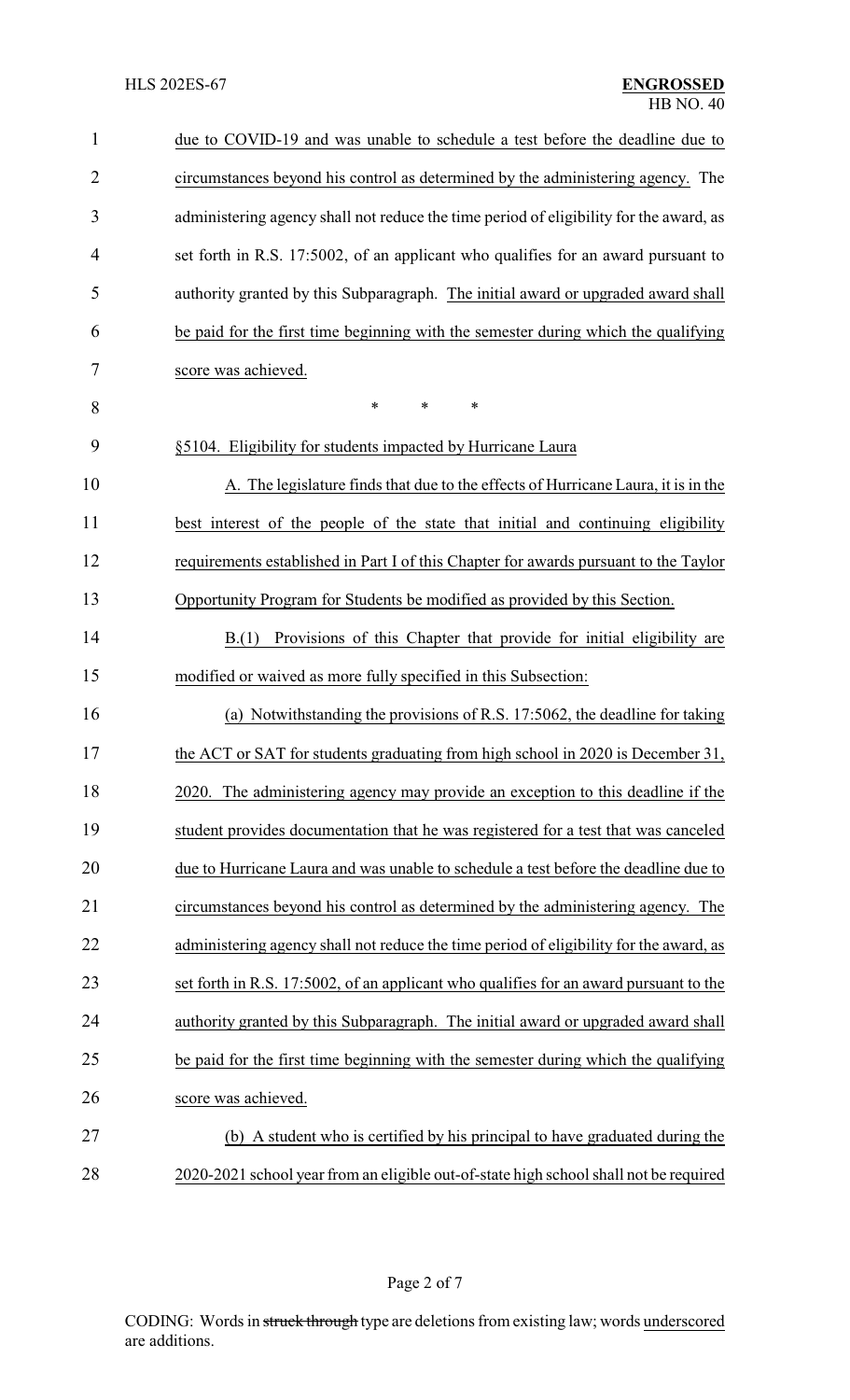due to COVID-19 and was unable to schedule a test before the deadline due to circumstances beyond his control as determined by the administering agency. The administering agency shall not reduce the time period of eligibility for the award, as set forth in R.S. 17:5002, of an applicant who qualifies for an award pursuant to authority granted by this Subparagraph. The initial award or upgraded award shall be paid for the first time beginning with the semester during which the qualifying score was achieved.

\* \* \*

§5104. Eligibility for students impacted by Hurricane Laura

A. The legislature finds that due to the effects of Hurricane Laura, it is in the best interest of the people of the state that initial and continuing eligibility requirements established in Part I of this Chapter for awards pursuant to the Taylor Opportunity Program for Students be modified as provided by this Section.

B.(1) Provisions of this Chapter that provide for initial eligibility are modified or waived as more fully specified in this Subsection:

(a) Notwithstanding the provisions of R.S. 17:5062, the deadline for taking the ACT or SAT for students graduating from high school in 2020 is December 31, 2020. The administering agency may provide an exception to this deadline if the student provides documentation that he was registered for a test that was canceled due to Hurricane Laura and was unable to schedule a test before the deadline due to circumstances beyond his control as determined by the administering agency. The administering agency shall not reduce the time period of eligibility for the award, as set forth in R.S. 17:5002, of an applicant who qualifies for an award pursuant to the authority granted by this Subparagraph. The initial award or upgraded award shall be paid for the first time beginning with the semester during which the qualifying score was achieved.

(b) A student who is certified by his principal to have graduated during the 2020-2021 school year from an eligible out-of-state high school shall not be required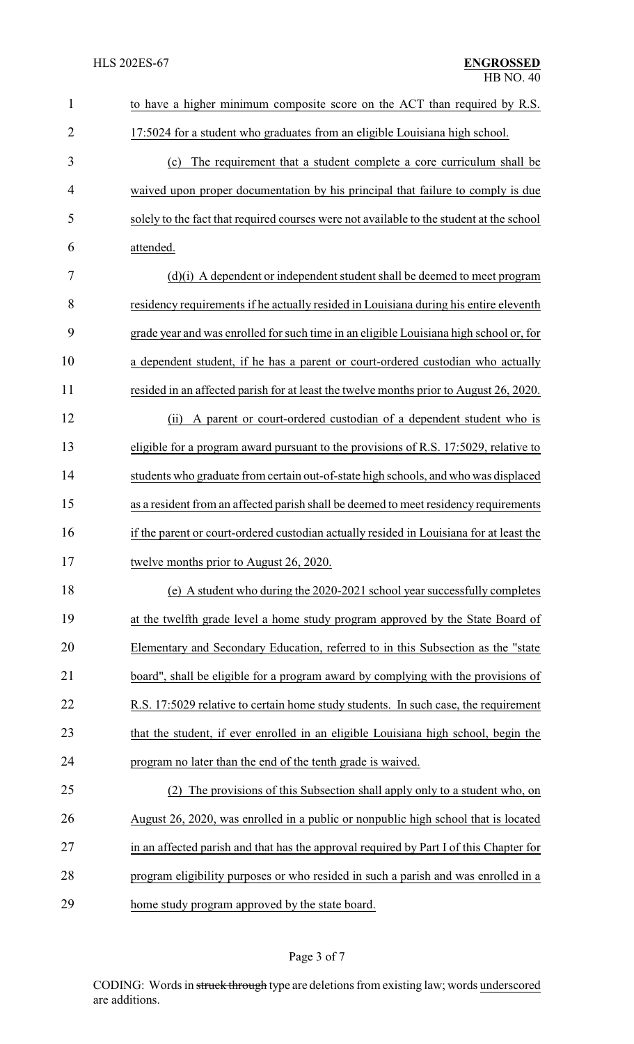to have a higher minimum composite score on the ACT than required by R.S. 17:5024 for a student who graduates from an eligible Louisiana high school.

(c) The requirement that a student complete a core curriculum shall be waived upon proper documentation by his principal that failure to comply is due solely to the fact that required courses were not available to the student at the school attended.

(d)(i) A dependent or independent student shall be deemed to meet program residency requirements if he actually resided in Louisiana during his entire eleventh grade year and was enrolled for such time in an eligible Louisiana high school or, for a dependent student, if he has a parent or court-ordered custodian who actually resided in an affected parish for at least the twelve months prior to August 26, 2020.

(ii) A parent or court-ordered custodian of a dependent student who is eligible for a program award pursuant to the provisions of R.S. 17:5029, relative to students who graduate from certain out-of-state high schools, and who was displaced as a resident from an affected parish shall be deemed to meet residency requirements if the parent or court-ordered custodian actually resided in Louisiana for at least the twelve months prior to August 26, 2020.

(e) A student who during the 2020-2021 school year successfully completes at the twelfth grade level a home study program approved by the State Board of Elementary and Secondary Education, referred to in this Subsection as the "state board", shall be eligible for a program award by complying with the provisions of R.S. 17:5029 relative to certain home study students. In such case, the requirement that the student, if ever enrolled in an eligible Louisiana high school, begin the program no later than the end of the tenth grade is waived.

(2) The provisions of this Subsection shall apply only to a student who, on August 26, 2020, was enrolled in a public or nonpublic high school that is located in an affected parish and that has the approval required by Part I of this Chapter for program eligibility purposes or who resided in such a parish and was enrolled in a home study program approved by the state board.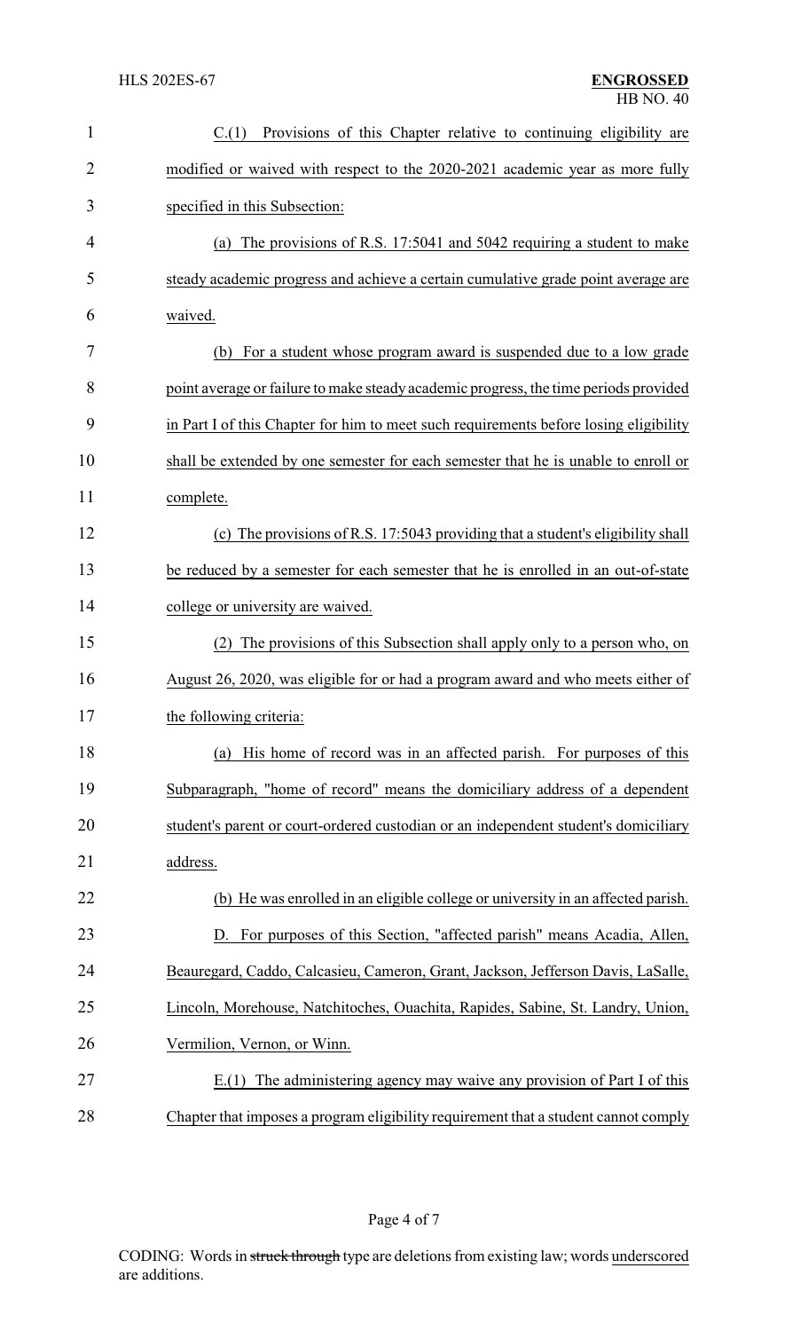C.(1) Provisions of this Chapter relative to continuing eligibility are modified or waived with respect to the 2020-2021 academic year as more fully specified in this Subsection:

(a) The provisions of R.S. 17:5041 and 5042 requiring a student to make steady academic progress and achieve a certain cumulative grade point average are waived.

(b) For a student whose program award is suspended due to a low grade point average or failure to make steady academic progress, the time periods provided in Part I of this Chapter for him to meet such requirements before losing eligibility shall be extended by one semester for each semester that he is unable to enroll or complete.

(c) The provisions of R.S. 17:5043 providing that a student's eligibility shall be reduced by a semester for each semester that he is enrolled in an out-of-state college or university are waived.

(2) The provisions of this Subsection shall apply only to a person who, on August 26, 2020, was eligible for or had a program award and who meets either of the following criteria:

(a) His home of record was in an affected parish. For purposes of this Subparagraph, "home of record" means the domiciliary address of a dependent student's parent or court-ordered custodian or an independent student's domiciliary address.

(b) He was enrolled in an eligible college or university in an affected parish.

D. For purposes of this Section, "affected parish" means Acadia, Allen, Beauregard, Caddo, Calcasieu, Cameron, Grant, Jackson, Jefferson Davis, LaSalle, Lincoln, Morehouse, Natchitoches, Ouachita, Rapides, Sabine, St. Landry, Union, Vermilion, Vernon, or Winn.

E.(1) The administering agency may waive any provision of Part I of this Chapter that imposes a program eligibility requirement that a student cannot comply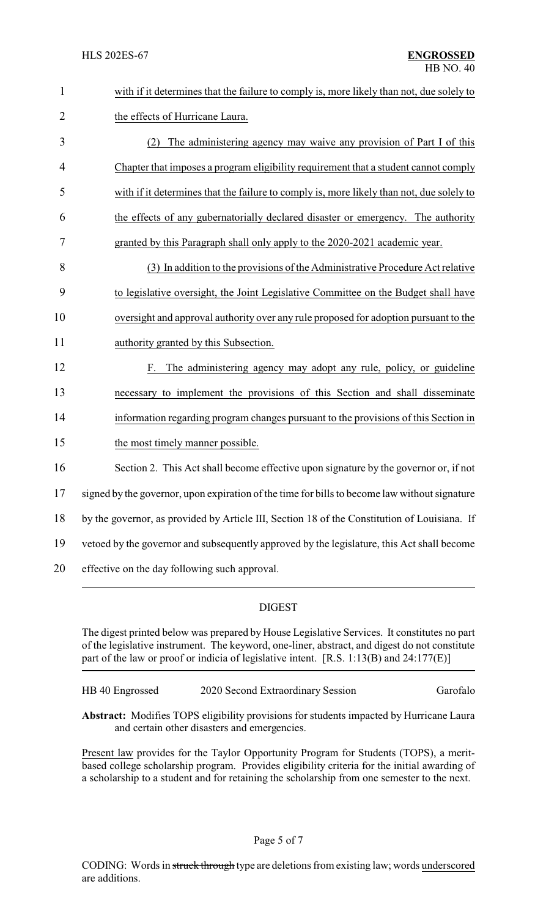with if it determines that the failure to comply is, more likely than not, due solely to the effects of Hurricane Laura.

(2) The administering agency may waive any provision of Part I of this Chapter that imposes a program eligibility requirement that a student cannot comply with if it determines that the failure to comply is, more likely than not, due solely to the effects of any gubernatorially declared disaster or emergency. The authority granted by this Paragraph shall only apply to the 2020-2021 academic year.

(3) In addition to the provisions of the Administrative Procedure Act relative to legislative oversight, the Joint Legislative Committee on the Budget shall have oversight and approval authority over any rule proposed for adoption pursuant to the authority granted by this Subsection.

F. The administering agency may adopt any rule, policy, or guideline necessary to implement the provisions of this Section and shall disseminate information regarding program changes pursuant to the provisions of this Section in the most timely manner possible.

Section 2. This Act shall become effective upon signature by the governor or, if not signed by the governor, upon expiration of the time for bills to become law without signature by the governor, as provided by Article III, Section 18 of the Constitution of Louisiana. If vetoed by the governor and subsequently approved by the legislature, this Act shall become effective on the day following such approval.

## DIGEST

The digest printed below was prepared by House Legislative Services. It constitutes no part of the legislative instrument. The keyword, one-liner, abstract, and digest do not constitute part of the law or proof or indicia of legislative intent. [R.S. 1:13(B) and 24:177(E)]

HB 40 Engrossed — 2020 Second Extraordinary Session — Garofalo

**Abstract:** Modifies TOPS eligibility provisions for students impacted by Hurricane Laura and certain other disasters and emergencies.

Present law provides for the Taylor Opportunity Program for Students (TOPS), a merit-based college scholarship program. Provides eligibility criteria for the initial awarding of a scholarship to a student and for retaining the scholarship from one semester to the next.

CODING: Words in ~~struck through~~ type are deletions from existing law; words underscored are additions.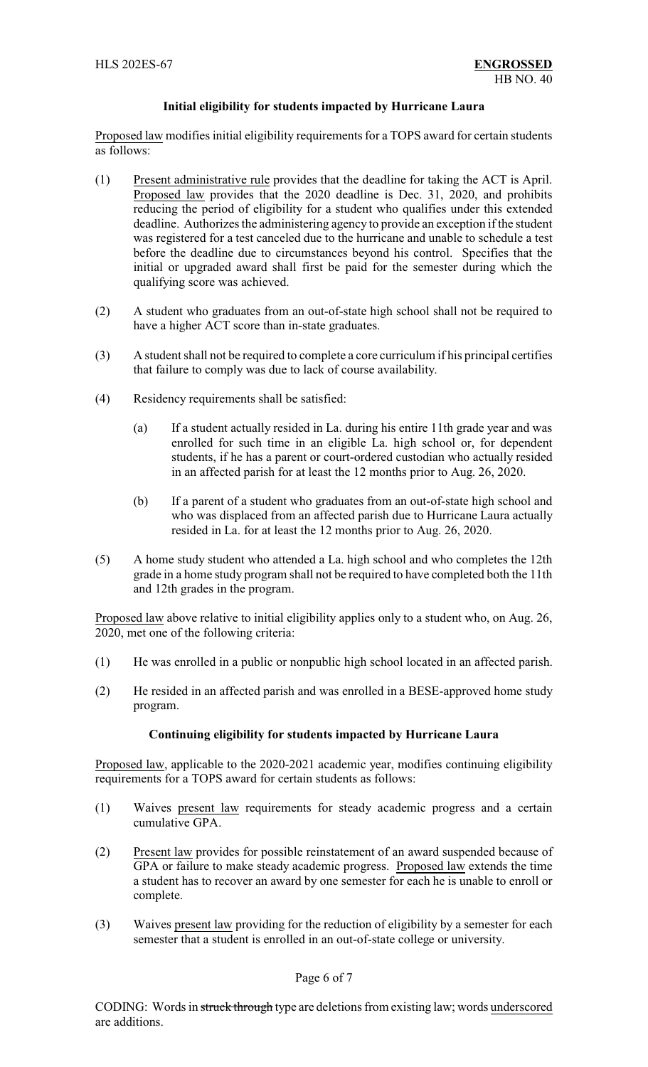### Initial eligibility for students impacted by Hurricane Laura

Proposed law modifies initial eligibility requirements for a TOPS award for certain students as follows:

(1) Present administrative rule provides that the deadline for taking the ACT is April. Proposed law provides that the 2020 deadline is Dec. 31, 2020, and prohibits reducing the period of eligibility for a student who qualifies under this extended deadline. Authorizes the administering agency to provide an exception if the student was registered for a test canceled due to the hurricane and unable to schedule a test before the deadline due to circumstances beyond his control. Specifies that the initial or upgraded award shall first be paid for the semester during which the qualifying score was achieved.

(2) A student who graduates from an out-of-state high school shall not be required to have a higher ACT score than in-state graduates.

(3) A student shall not be required to complete a core curriculum if his principal certifies that failure to comply was due to lack of course availability.

(4) Residency requirements shall be satisfied:

  (a) If a student actually resided in La. during his entire 11th grade year and was enrolled for such time in an eligible La. high school or, for dependent students, if he has a parent or court-ordered custodian who actually resided in an affected parish for at least the 12 months prior to Aug. 26, 2020.

  (b) If a parent of a student who graduates from an out-of-state high school and who was displaced from an affected parish due to Hurricane Laura actually resided in La. for at least the 12 months prior to Aug. 26, 2020.

(5) A home study student who attended a La. high school and who completes the 12th grade in a home study program shall not be required to have completed both the 11th and 12th grades in the program.

Proposed law above relative to initial eligibility applies only to a student who, on Aug. 26, 2020, met one of the following criteria:

(1) He was enrolled in a public or nonpublic high school located in an affected parish.

(2) He resided in an affected parish and was enrolled in a BESE-approved home study program.

### Continuing eligibility for students impacted by Hurricane Laura

Proposed law, applicable to the 2020-2021 academic year, modifies continuing eligibility requirements for a TOPS award for certain students as follows:

(1) Waives present law requirements for steady academic progress and a certain cumulative GPA.

(2) Present law provides for possible reinstatement of an award suspended because of GPA or failure to make steady academic progress. Proposed law extends the time a student has to recover an award by one semester for each he is unable to enroll or complete.

(3) Waives present law providing for the reduction of eligibility by a semester for each semester that a student is enrolled in an out-of-state college or university.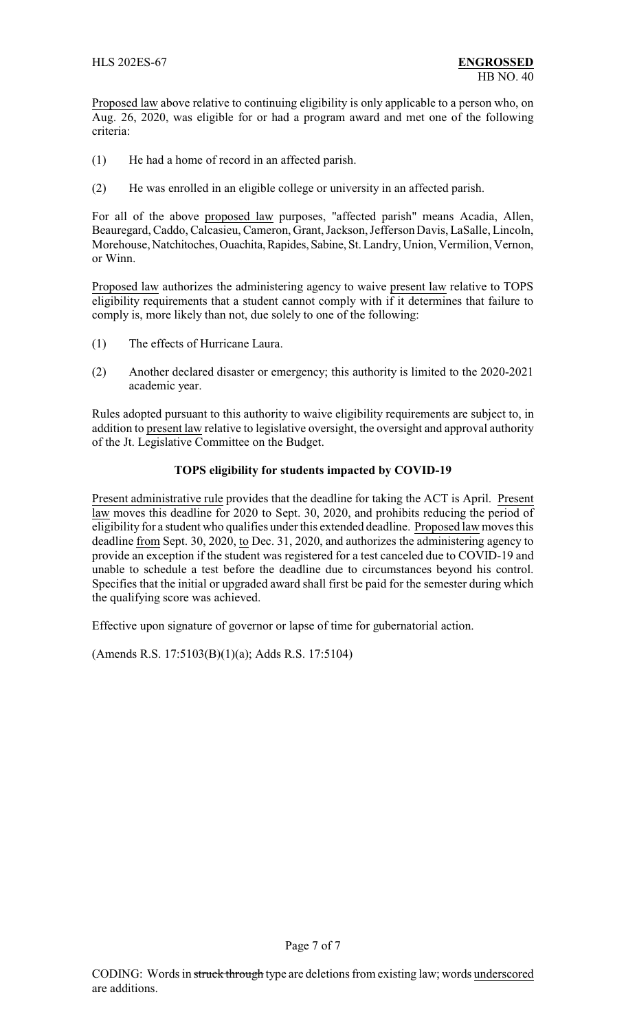Proposed law above relative to continuing eligibility is only applicable to a person who, on Aug. 26, 2020, was eligible for or had a program award and met one of the following criteria:

(1) He had a home of record in an affected parish.

(2) He was enrolled in an eligible college or university in an affected parish.

For all of the above proposed law purposes, "affected parish" means Acadia, Allen, Beauregard, Caddo, Calcasieu, Cameron, Grant, Jackson, Jefferson Davis, LaSalle, Lincoln, Morehouse, Natchitoches, Ouachita, Rapides, Sabine, St. Landry, Union, Vermilion, Vernon, or Winn.

Proposed law authorizes the administering agency to waive present law relative to TOPS eligibility requirements that a student cannot comply with if it determines that failure to comply is, more likely than not, due solely to one of the following:

(1) The effects of Hurricane Laura.

(2) Another declared disaster or emergency; this authority is limited to the 2020-2021 academic year.

Rules adopted pursuant to this authority to waive eligibility requirements are subject to, in addition to present law relative to legislative oversight, the oversight and approval authority of the Jt. Legislative Committee on the Budget.

**TOPS eligibility for students impacted by COVID-19**

Present administrative rule provides that the deadline for taking the ACT is April. Present law moves this deadline for 2020 to Sept. 30, 2020, and prohibits reducing the period of eligibility for a student who qualifies under this extended deadline. Proposed law moves this deadline from Sept. 30, 2020, to Dec. 31, 2020, and authorizes the administering agency to provide an exception if the student was registered for a test canceled due to COVID-19 and unable to schedule a test before the deadline due to circumstances beyond his control. Specifies that the initial or upgraded award shall first be paid for the semester during which the qualifying score was achieved.

Effective upon signature of governor or lapse of time for gubernatorial action.

(Amends R.S. 17:5103(B)(1)(a); Adds R.S. 17:5104)